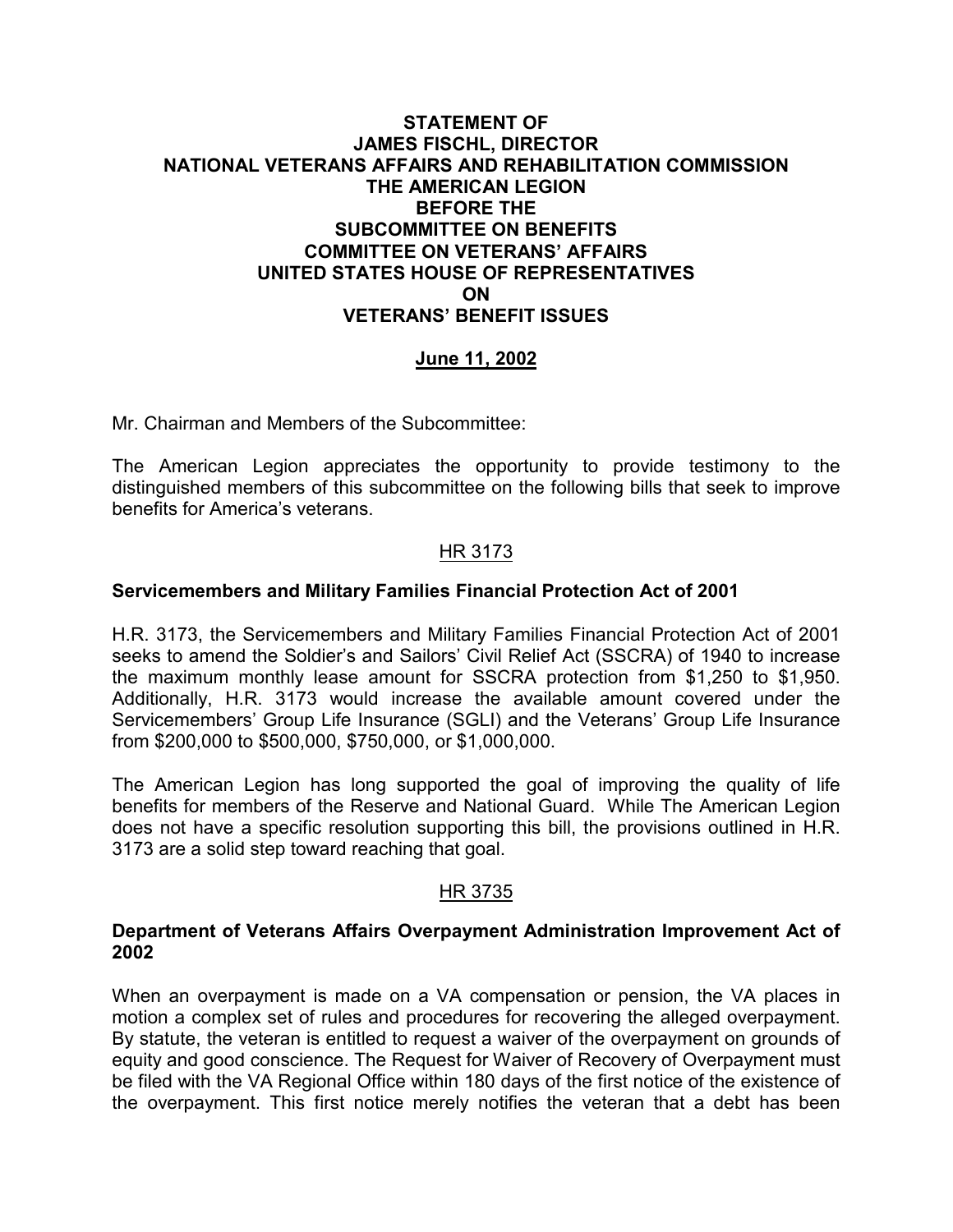**STATEMENT OF**
**JAMES FISCHL, DIRECTOR**
**NATIONAL VETERANS AFFAIRS AND REHABILITATION COMMISSION**
**THE AMERICAN LEGION**
**BEFORE THE**
**SUBCOMMITTEE ON BENEFITS**
**COMMITTEE ON VETERANS' AFFAIRS**
**UNITED STATES HOUSE OF REPRESENTATIVES**
**ON**
**VETERANS' BENEFIT ISSUES**

**June 11, 2002**

Mr. Chairman and Members of the Subcommittee:

The American Legion appreciates the opportunity to provide testimony to the distinguished members of this subcommittee on the following bills that seek to improve benefits for America's veterans.

## HR 3173

### Servicemembers and Military Families Financial Protection Act of 2001

H.R. 3173, the Servicemembers and Military Families Financial Protection Act of 2001 seeks to amend the Soldier's and Sailors' Civil Relief Act (SSCRA) of 1940 to increase the maximum monthly lease amount for SSCRA protection from $1,250 to $1,950. Additionally, H.R. 3173 would increase the available amount covered under the Servicemembers' Group Life Insurance (SGLI) and the Veterans' Group Life Insurance from $200,000 to $500,000, $750,000, or $1,000,000.

The American Legion has long supported the goal of improving the quality of life benefits for members of the Reserve and National Guard. While The American Legion does not have a specific resolution supporting this bill, the provisions outlined in H.R. 3173 are a solid step toward reaching that goal.

## HR 3735

### Department of Veterans Affairs Overpayment Administration Improvement Act of 2002

When an overpayment is made on a VA compensation or pension, the VA places in motion a complex set of rules and procedures for recovering the alleged overpayment. By statute, the veteran is entitled to request a waiver of the overpayment on grounds of equity and good conscience. The Request for Waiver of Recovery of Overpayment must be filed with the VA Regional Office within 180 days of the first notice of the existence of the overpayment. This first notice merely notifies the veteran that a debt has been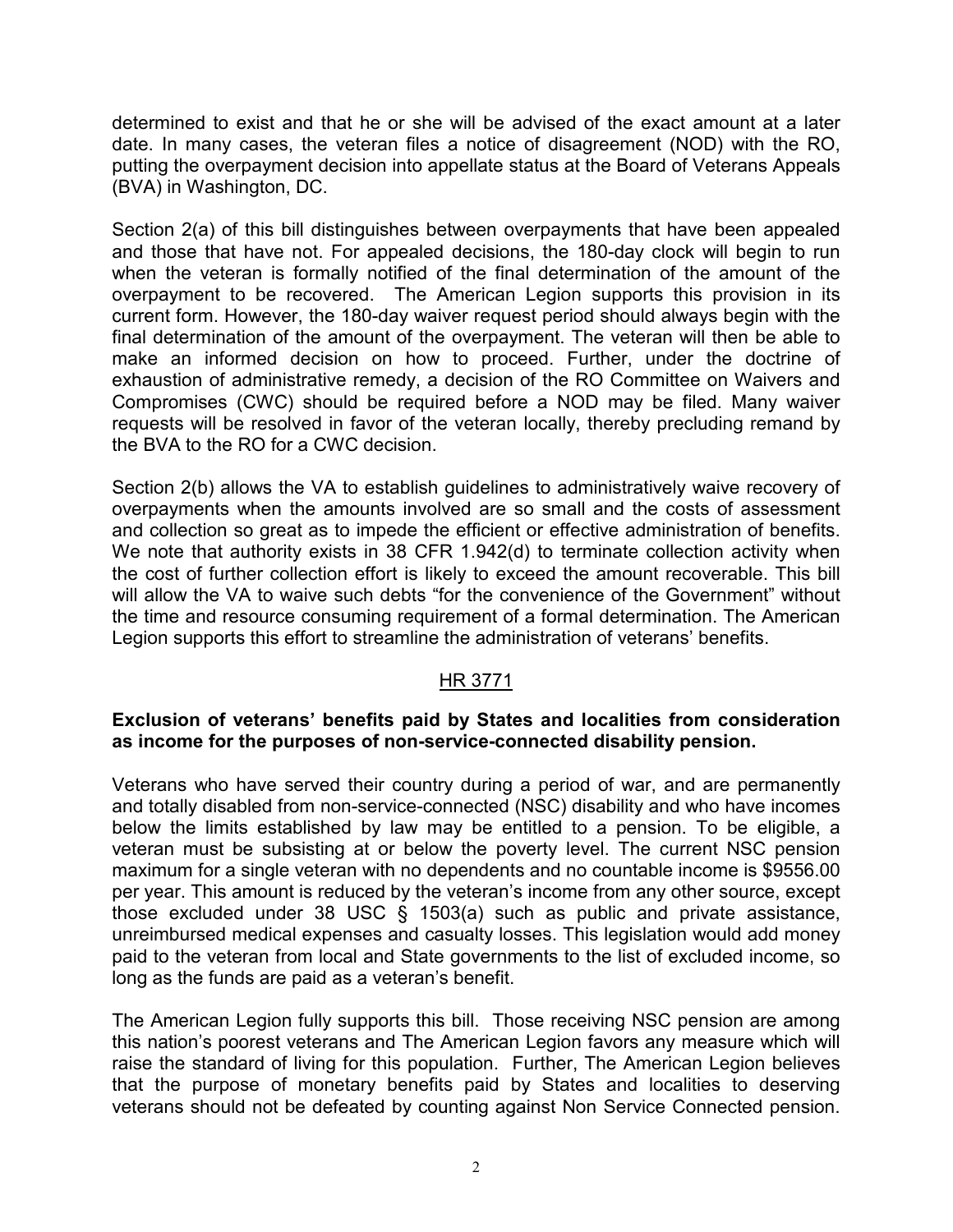determined to exist and that he or she will be advised of the exact amount at a later date. In many cases, the veteran files a notice of disagreement (NOD) with the RO, putting the overpayment decision into appellate status at the Board of Veterans Appeals (BVA) in Washington, DC.

Section 2(a) of this bill distinguishes between overpayments that have been appealed and those that have not. For appealed decisions, the 180-day clock will begin to run when the veteran is formally notified of the final determination of the amount of the overpayment to be recovered. The American Legion supports this provision in its current form. However, the 180-day waiver request period should always begin with the final determination of the amount of the overpayment. The veteran will then be able to make an informed decision on how to proceed. Further, under the doctrine of exhaustion of administrative remedy, a decision of the RO Committee on Waivers and Compromises (CWC) should be required before a NOD may be filed. Many waiver requests will be resolved in favor of the veteran locally, thereby precluding remand by the BVA to the RO for a CWC decision.

Section 2(b) allows the VA to establish guidelines to administratively waive recovery of overpayments when the amounts involved are so small and the costs of assessment and collection so great as to impede the efficient or effective administration of benefits. We note that authority exists in 38 CFR 1.942(d) to terminate collection activity when the cost of further collection effort is likely to exceed the amount recoverable. This bill will allow the VA to waive such debts "for the convenience of the Government" without the time and resource consuming requirement of a formal determination. The American Legion supports this effort to streamline the administration of veterans' benefits.

## HR 3771

**Exclusion of veterans' benefits paid by States and localities from consideration as income for the purposes of non-service-connected disability pension.**

Veterans who have served their country during a period of war, and are permanently and totally disabled from non-service-connected (NSC) disability and who have incomes below the limits established by law may be entitled to a pension. To be eligible, a veteran must be subsisting at or below the poverty level. The current NSC pension maximum for a single veteran with no dependents and no countable income is $9556.00 per year. This amount is reduced by the veteran's income from any other source, except those excluded under 38 USC § 1503(a) such as public and private assistance, unreimbursed medical expenses and casualty losses. This legislation would add money paid to the veteran from local and State governments to the list of excluded income, so long as the funds are paid as a veteran's benefit.

The American Legion fully supports this bill. Those receiving NSC pension are among this nation's poorest veterans and The American Legion favors any measure which will raise the standard of living for this population. Further, The American Legion believes that the purpose of monetary benefits paid by States and localities to deserving veterans should not be defeated by counting against Non Service Connected pension.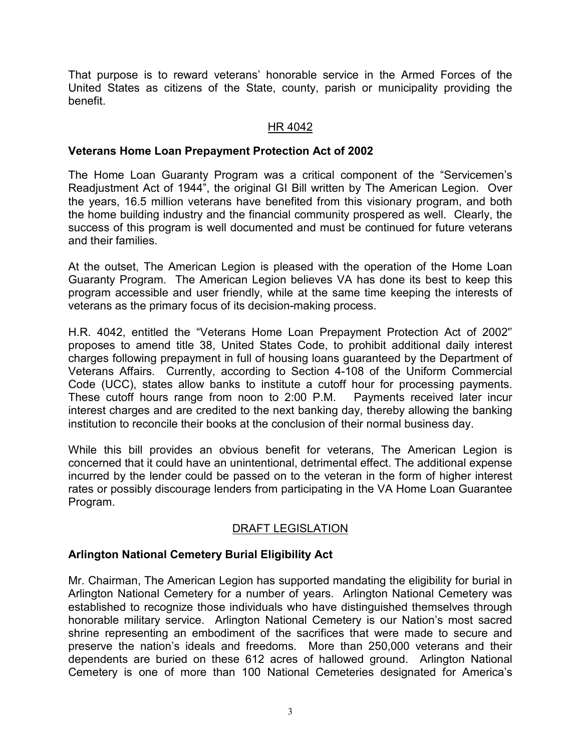That purpose is to reward veterans' honorable service in the Armed Forces of the United States as citizens of the State, county, parish or municipality providing the benefit.

## HR 4042

**Veterans Home Loan Prepayment Protection Act of 2002**

The Home Loan Guaranty Program was a critical component of the "Servicemen's Readjustment Act of 1944", the original GI Bill written by The American Legion. Over the years, 16.5 million veterans have benefited from this visionary program, and both the home building industry and the financial community prospered as well. Clearly, the success of this program is well documented and must be continued for future veterans and their families.

At the outset, The American Legion is pleased with the operation of the Home Loan Guaranty Program. The American Legion believes VA has done its best to keep this program accessible and user friendly, while at the same time keeping the interests of veterans as the primary focus of its decision-making process.

H.R. 4042, entitled the "Veterans Home Loan Prepayment Protection Act of 2002" proposes to amend title 38, United States Code, to prohibit additional daily interest charges following prepayment in full of housing loans guaranteed by the Department of Veterans Affairs. Currently, according to Section 4-108 of the Uniform Commercial Code (UCC), states allow banks to institute a cutoff hour for processing payments. These cutoff hours range from noon to 2:00 P.M. Payments received later incur interest charges and are credited to the next banking day, thereby allowing the banking institution to reconcile their books at the conclusion of their normal business day.

While this bill provides an obvious benefit for veterans, The American Legion is concerned that it could have an unintentional, detrimental effect. The additional expense incurred by the lender could be passed on to the veteran in the form of higher interest rates or possibly discourage lenders from participating in the VA Home Loan Guarantee Program.

## DRAFT LEGISLATION

**Arlington National Cemetery Burial Eligibility Act**

Mr. Chairman, The American Legion has supported mandating the eligibility for burial in Arlington National Cemetery for a number of years. Arlington National Cemetery was established to recognize those individuals who have distinguished themselves through honorable military service. Arlington National Cemetery is our Nation's most sacred shrine representing an embodiment of the sacrifices that were made to secure and preserve the nation's ideals and freedoms. More than 250,000 veterans and their dependents are buried on these 612 acres of hallowed ground. Arlington National Cemetery is one of more than 100 National Cemeteries designated for America's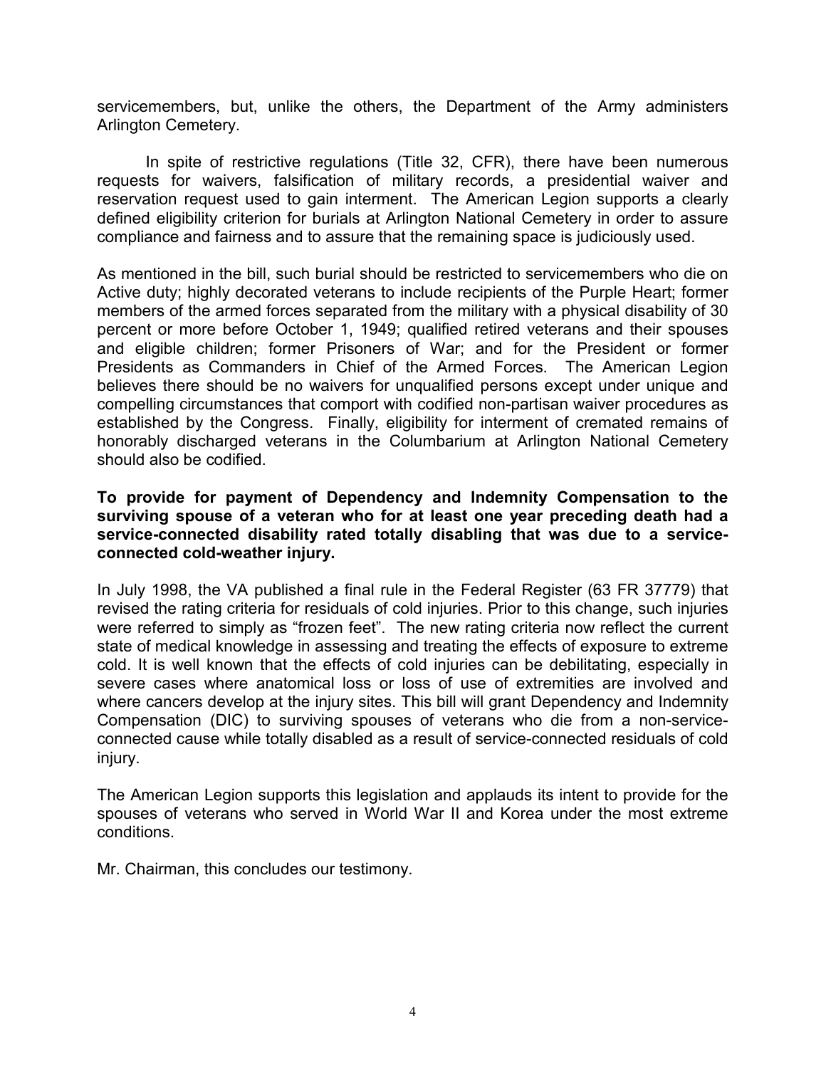servicemembers, but, unlike the others, the Department of the Army administers Arlington Cemetery.

In spite of restrictive regulations (Title 32, CFR), there have been numerous requests for waivers, falsification of military records, a presidential waiver and reservation request used to gain interment. The American Legion supports a clearly defined eligibility criterion for burials at Arlington National Cemetery in order to assure compliance and fairness and to assure that the remaining space is judiciously used.

As mentioned in the bill, such burial should be restricted to servicemembers who die on Active duty; highly decorated veterans to include recipients of the Purple Heart; former members of the armed forces separated from the military with a physical disability of 30 percent or more before October 1, 1949; qualified retired veterans and their spouses and eligible children; former Prisoners of War; and for the President or former Presidents as Commanders in Chief of the Armed Forces. The American Legion believes there should be no waivers for unqualified persons except under unique and compelling circumstances that comport with codified non-partisan waiver procedures as established by the Congress. Finally, eligibility for interment of cremated remains of honorably discharged veterans in the Columbarium at Arlington National Cemetery should also be codified.

**To provide for payment of Dependency and Indemnity Compensation to the surviving spouse of a veteran who for at least one year preceding death had a service-connected disability rated totally disabling that was due to a service-connected cold-weather injury.**

In July 1998, the VA published a final rule in the Federal Register (63 FR 37779) that revised the rating criteria for residuals of cold injuries. Prior to this change, such injuries were referred to simply as "frozen feet". The new rating criteria now reflect the current state of medical knowledge in assessing and treating the effects of exposure to extreme cold. It is well known that the effects of cold injuries can be debilitating, especially in severe cases where anatomical loss or loss of use of extremities are involved and where cancers develop at the injury sites. This bill will grant Dependency and Indemnity Compensation (DIC) to surviving spouses of veterans who die from a non-service-connected cause while totally disabled as a result of service-connected residuals of cold injury.

The American Legion supports this legislation and applauds its intent to provide for the spouses of veterans who served in World War II and Korea under the most extreme conditions.

Mr. Chairman, this concludes our testimony.